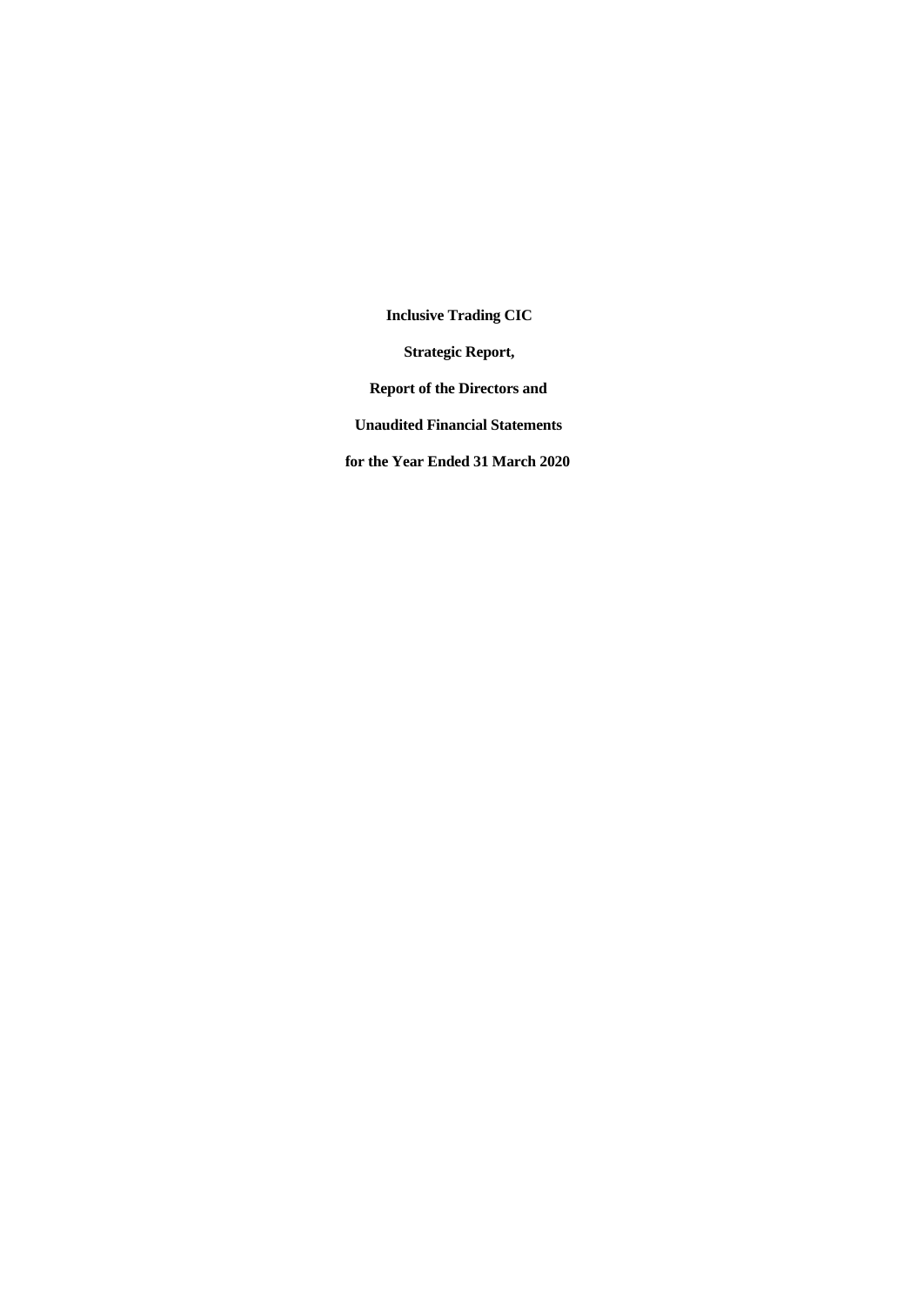**Inclusive Trading CIC**

**Strategic Report,**

**Report of the Directors and**

**Unaudited Financial Statements**

**for the Year Ended 31 March 2020**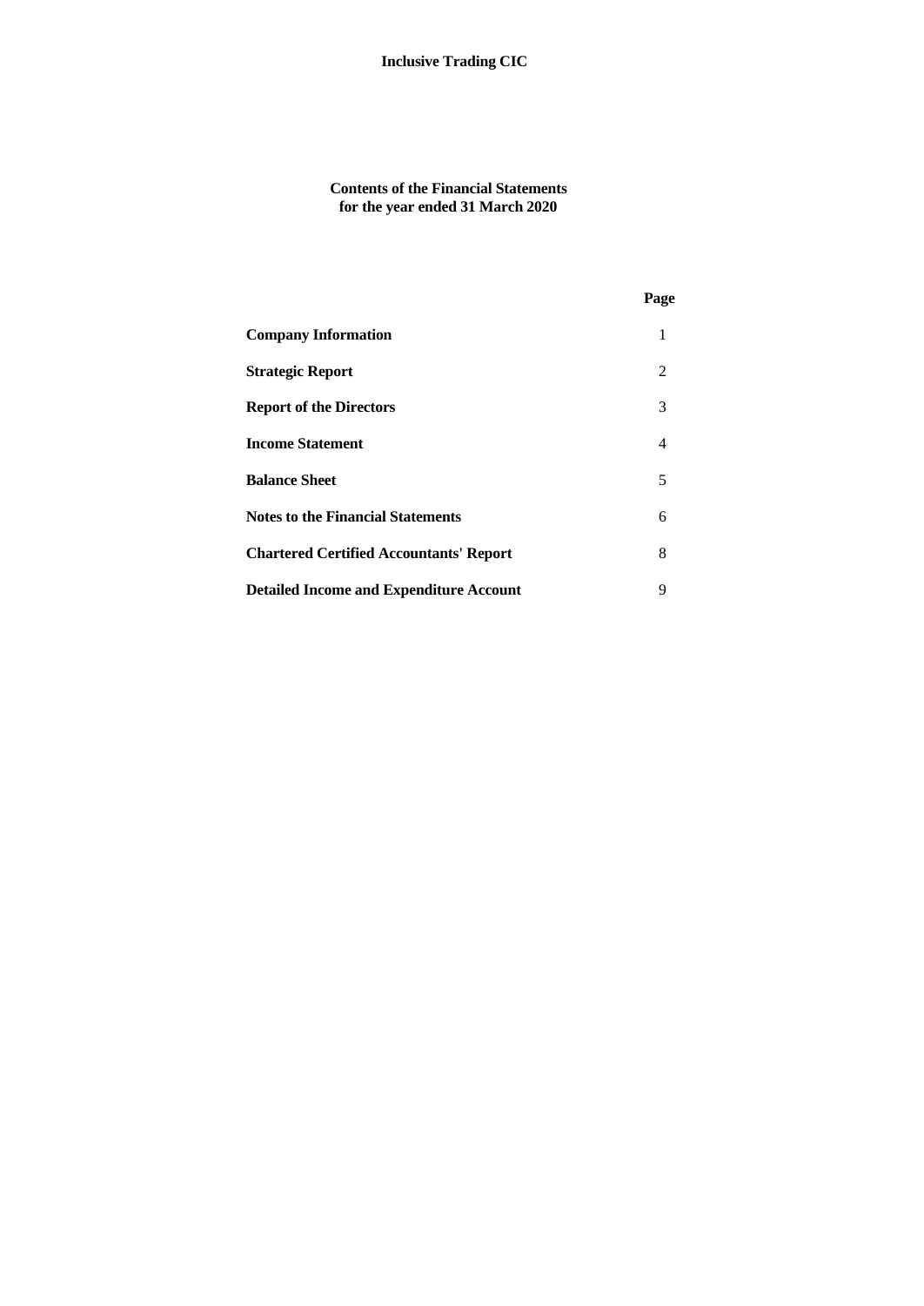# Inclusive Trading CIC

## Contents of the Financial Statements
## for the year ended 31 March 2020

| | Page |
|---|---|
| **Company Information** | 1 |
| **Strategic Report** | 2 |
| **Report of the Directors** | 3 |
| **Income Statement** | 4 |
| **Balance Sheet** | 5 |
| **Notes to the Financial Statements** | 6 |
| **Chartered Certified Accountants' Report** | 8 |
| **Detailed Income and Expenditure Account** | 9 |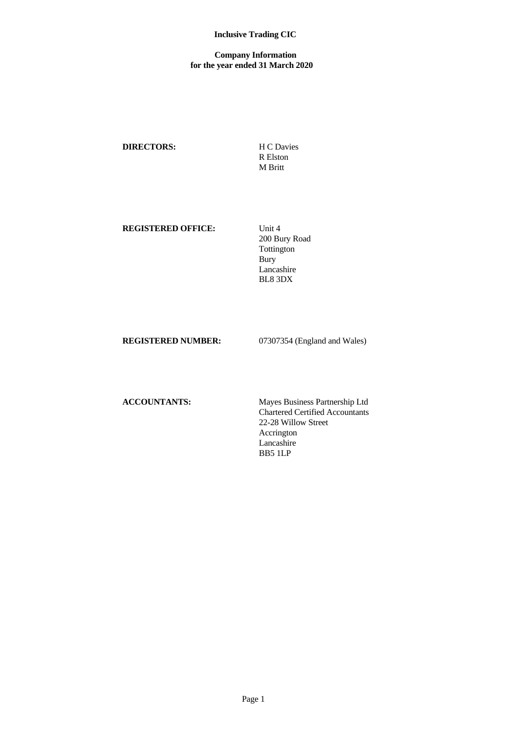**Inclusive Trading CIC**

**Company Information**
**for the year ended 31 March 2020**

| | |
|---|---|
| **DIRECTORS:** | H C Davies<br>R Elston<br>M Britt |
| **REGISTERED OFFICE:** | Unit 4<br>200 Bury Road<br>Tottington<br>Bury<br>Lancashire<br>BL8 3DX |
| **REGISTERED NUMBER:** | 07307354 (England and Wales) |
| **ACCOUNTANTS:** | Mayes Business Partnership Ltd<br>Chartered Certified Accountants<br>22-28 Willow Street<br>Accrington<br>Lancashire<br>BB5 1LP |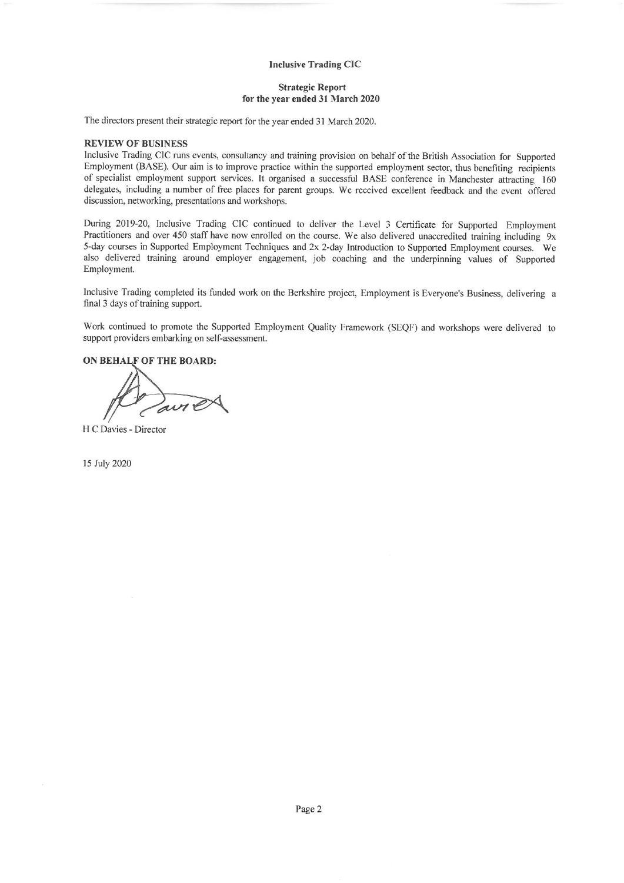# Inclusive Trading CIC

## Strategic Report
## for the year ended 31 March 2020

The directors present their strategic report for the year ended 31 March 2020.

### REVIEW OF BUSINESS

Inclusive Trading CIC runs events, consultancy and training provision on behalf of the British Association for Supported Employment (BASE). Our aim is to improve practice within the supported employment sector, thus benefiting recipients of specialist employment support services. It organised a successful BASE conference in Manchester attracting 160 delegates, including a number of free places for parent groups. We received excellent feedback and the event offered discussion, networking, presentations and workshops.

During 2019-20, Inclusive Trading CIC continued to deliver the Level 3 Certificate for Supported Employment Practitioners and over 450 staff have now enrolled on the course. We also delivered unaccredited training including 9x 5-day courses in Supported Employment Techniques and 2x 2-day Introduction to Supported Employment courses. We also delivered training around employer engagement, job coaching and the underpinning values of Supported Employment.

Inclusive Trading completed its funded work on the Berkshire project, Employment is Everyone's Business, delivering a final 3 days of training support.

Work continued to promote the Supported Employment Quality Framework (SEQF) and workshops were delivered to support providers embarking on self-assessment.

**ON BEHALF OF THE BOARD:**

H C Davies - Director

15 July 2020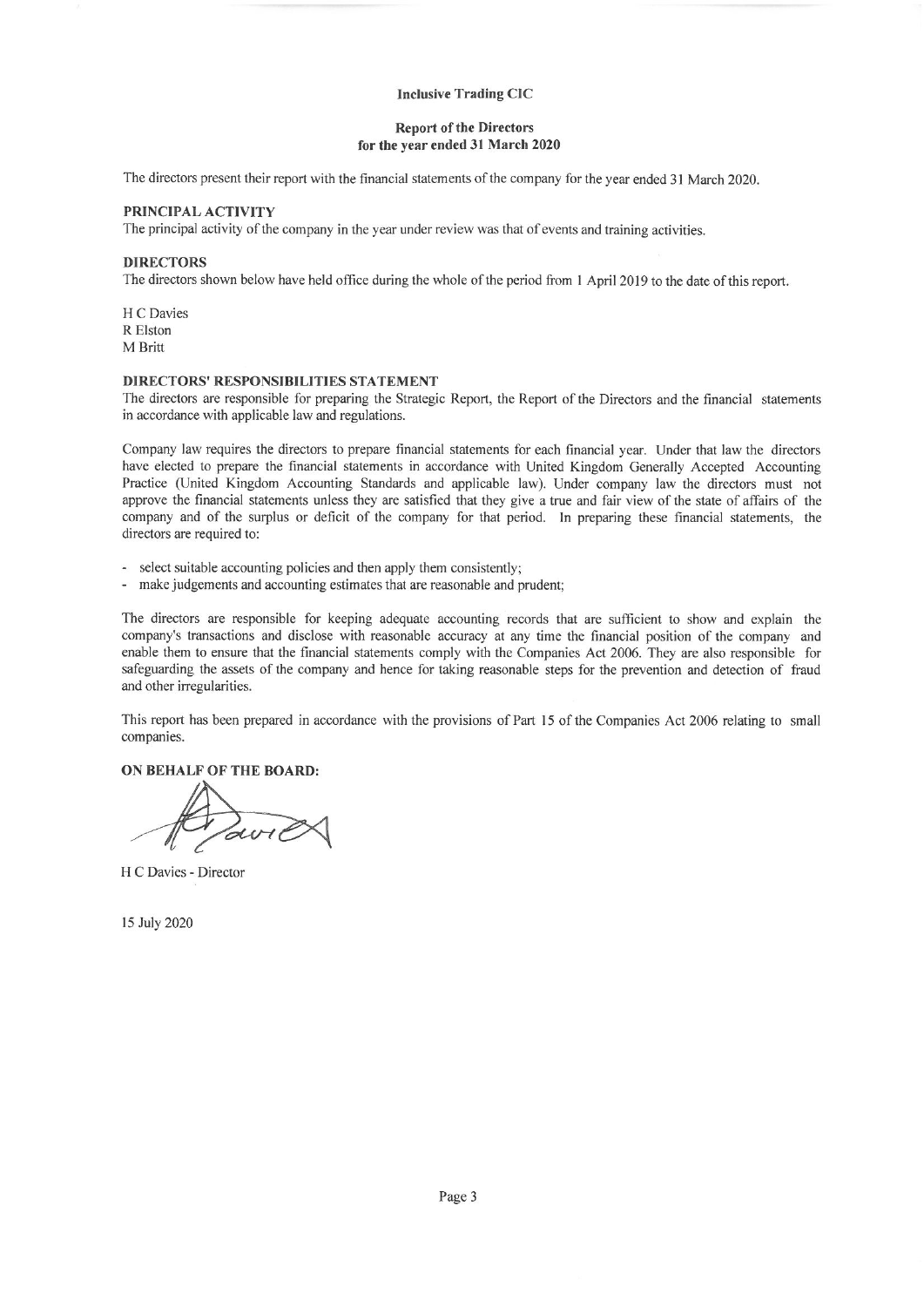**Inclusive Trading CIC**

**Report of the Directors**
**for the year ended 31 March 2020**

The directors present their report with the financial statements of the company for the year ended 31 March 2020.

## PRINCIPAL ACTIVITY

The principal activity of the company in the year under review was that of events and training activities.

## DIRECTORS

The directors shown below have held office during the whole of the period from 1 April 2019 to the date of this report.

H C Davies
R Elston
M Britt

## DIRECTORS' RESPONSIBILITIES STATEMENT

The directors are responsible for preparing the Strategic Report, the Report of the Directors and the financial statements in accordance with applicable law and regulations.

Company law requires the directors to prepare financial statements for each financial year. Under that law the directors have elected to prepare the financial statements in accordance with United Kingdom Generally Accepted Accounting Practice (United Kingdom Accounting Standards and applicable law). Under company law the directors must not approve the financial statements unless they are satisfied that they give a true and fair view of the state of affairs of the company and of the surplus or deficit of the company for that period. In preparing these financial statements, the directors are required to:

- select suitable accounting policies and then apply them consistently;
- make judgements and accounting estimates that are reasonable and prudent;

The directors are responsible for keeping adequate accounting records that are sufficient to show and explain the company's transactions and disclose with reasonable accuracy at any time the financial position of the company and enable them to ensure that the financial statements comply with the Companies Act 2006. They are also responsible for safeguarding the assets of the company and hence for taking reasonable steps for the prevention and detection of fraud and other irregularities.

This report has been prepared in accordance with the provisions of Part 15 of the Companies Act 2006 relating to small companies.

**ON BEHALF OF THE BOARD:**

H C Davies - Director

15 July 2020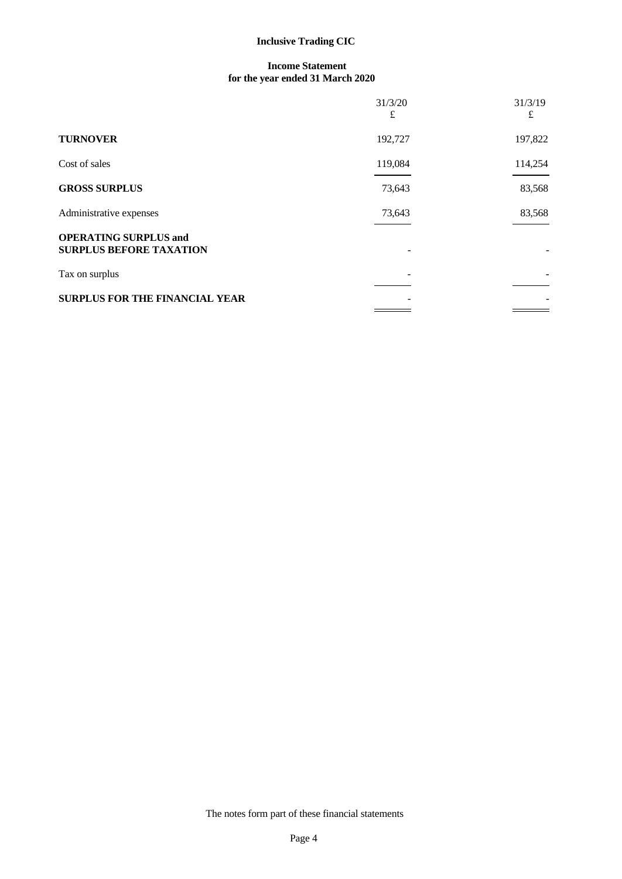# Inclusive Trading CIC

## Income Statement
## for the year ended 31 March 2020

| | 31/3/20<br>£ | 31/3/19<br>£ |
|---|---|---|
| **TURNOVER** | 192,727 | 197,822 |
| Cost of sales | 119,084 | 114,254 |
| **GROSS SURPLUS** | 73,643 | 83,568 |
| Administrative expenses | 73,643 | 83,568 |
| **OPERATING SURPLUS and SURPLUS BEFORE TAXATION** | - | - |
| Tax on surplus | - | - |
| **SURPLUS FOR THE FINANCIAL YEAR** | - | - |

The notes form part of these financial statements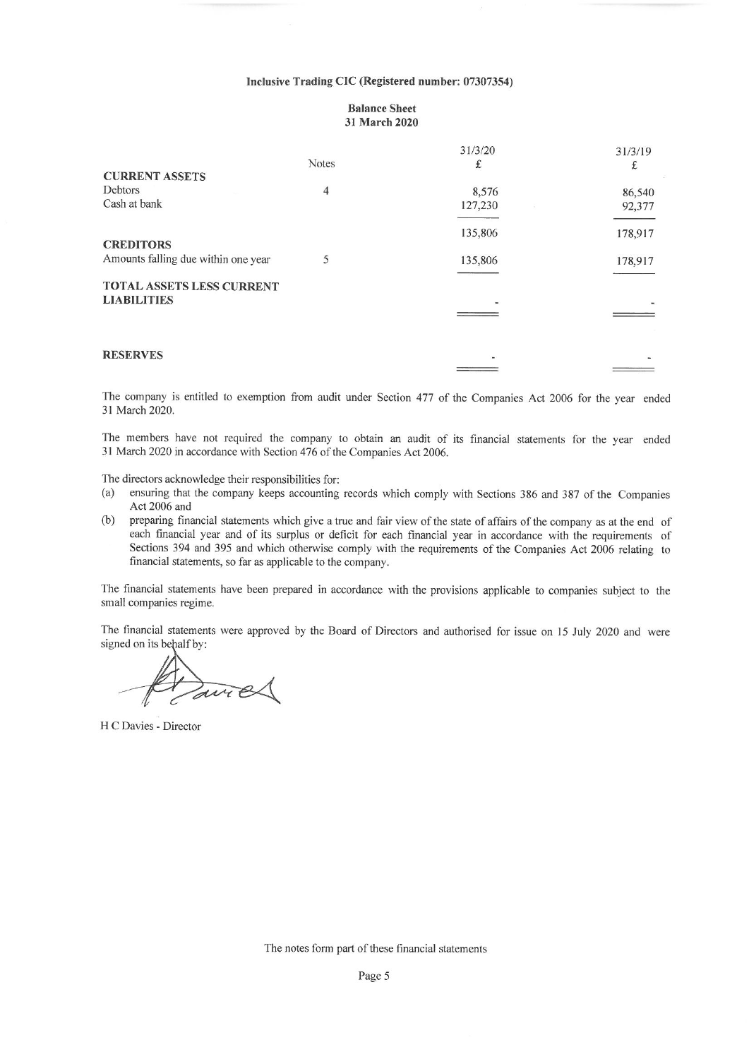**Inclusive Trading CIC (Registered number: 07307354)**

**Balance Sheet**
**31 March 2020**

| | Notes | 31/3/20 £ | 31/3/19 £ |
|---|---|---|---|
| **CURRENT ASSETS** | | | |
| Debtors | 4 | 8,576 | 86,540 |
| Cash at bank | | 127,230 | 92,377 |
| | | 135,806 | 178,917 |
| **CREDITORS** | | | |
| Amounts falling due within one year | 5 | 135,806 | 178,917 |
| **TOTAL ASSETS LESS CURRENT LIABILITIES** | | - | - |
| **RESERVES** | | - | - |

The company is entitled to exemption from audit under Section 477 of the Companies Act 2006 for the year ended 31 March 2020.

The members have not required the company to obtain an audit of its financial statements for the year ended 31 March 2020 in accordance with Section 476 of the Companies Act 2006.

The directors acknowledge their responsibilities for:

(a) ensuring that the company keeps accounting records which comply with Sections 386 and 387 of the Companies Act 2006 and

(b) preparing financial statements which give a true and fair view of the state of affairs of the company as at the end of each financial year and of its surplus or deficit for each financial year in accordance with the requirements of Sections 394 and 395 and which otherwise comply with the requirements of the Companies Act 2006 relating to financial statements, so far as applicable to the company.

The financial statements have been prepared in accordance with the provisions applicable to companies subject to the small companies regime.

The financial statements were approved by the Board of Directors and authorised for issue on 15 July 2020 and were signed on its behalf by:

H C Davies - Director

The notes form part of these financial statements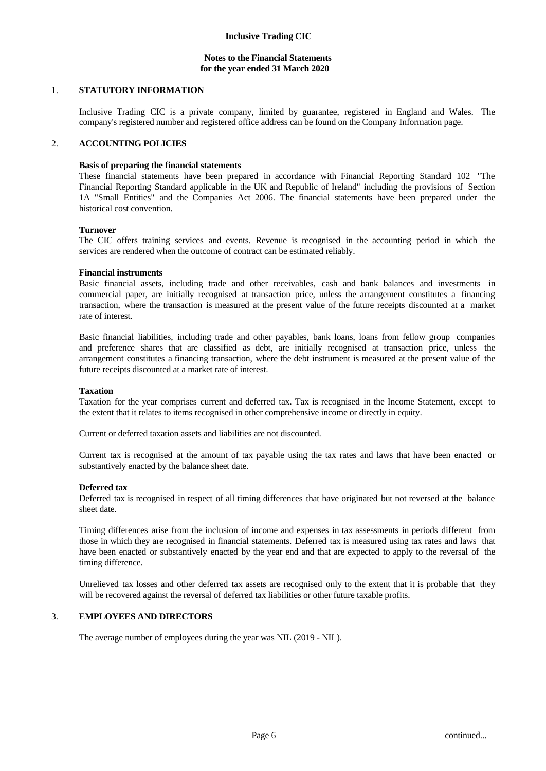**Inclusive Trading CIC**

**Notes to the Financial Statements**
**for the year ended 31 March 2020**

## 1. STATUTORY INFORMATION

Inclusive Trading CIC is a private company, limited by guarantee, registered in England and Wales. The company's registered number and registered office address can be found on the Company Information page.

## 2. ACCOUNTING POLICIES

**Basis of preparing the financial statements**

These financial statements have been prepared in accordance with Financial Reporting Standard 102 "The Financial Reporting Standard applicable in the UK and Republic of Ireland" including the provisions of Section 1A "Small Entities" and the Companies Act 2006. The financial statements have been prepared under the historical cost convention.

**Turnover**

The CIC offers training services and events. Revenue is recognised in the accounting period in which the services are rendered when the outcome of contract can be estimated reliably.

**Financial instruments**

Basic financial assets, including trade and other receivables, cash and bank balances and investments in commercial paper, are initially recognised at transaction price, unless the arrangement constitutes a financing transaction, where the transaction is measured at the present value of the future receipts discounted at a market rate of interest.

Basic financial liabilities, including trade and other payables, bank loans, loans from fellow group companies and preference shares that are classified as debt, are initially recognised at transaction price, unless the arrangement constitutes a financing transaction, where the debt instrument is measured at the present value of the future receipts discounted at a market rate of interest.

**Taxation**

Taxation for the year comprises current and deferred tax. Tax is recognised in the Income Statement, except to the extent that it relates to items recognised in other comprehensive income or directly in equity.

Current or deferred taxation assets and liabilities are not discounted.

Current tax is recognised at the amount of tax payable using the tax rates and laws that have been enacted or substantively enacted by the balance sheet date.

**Deferred tax**

Deferred tax is recognised in respect of all timing differences that have originated but not reversed at the balance sheet date.

Timing differences arise from the inclusion of income and expenses in tax assessments in periods different from those in which they are recognised in financial statements. Deferred tax is measured using tax rates and laws that have been enacted or substantively enacted by the year end and that are expected to apply to the reversal of the timing difference.

Unrelieved tax losses and other deferred tax assets are recognised only to the extent that it is probable that they will be recovered against the reversal of deferred tax liabilities or other future taxable profits.

## 3. EMPLOYEES AND DIRECTORS

The average number of employees during the year was NIL (2019 - NIL).

continued...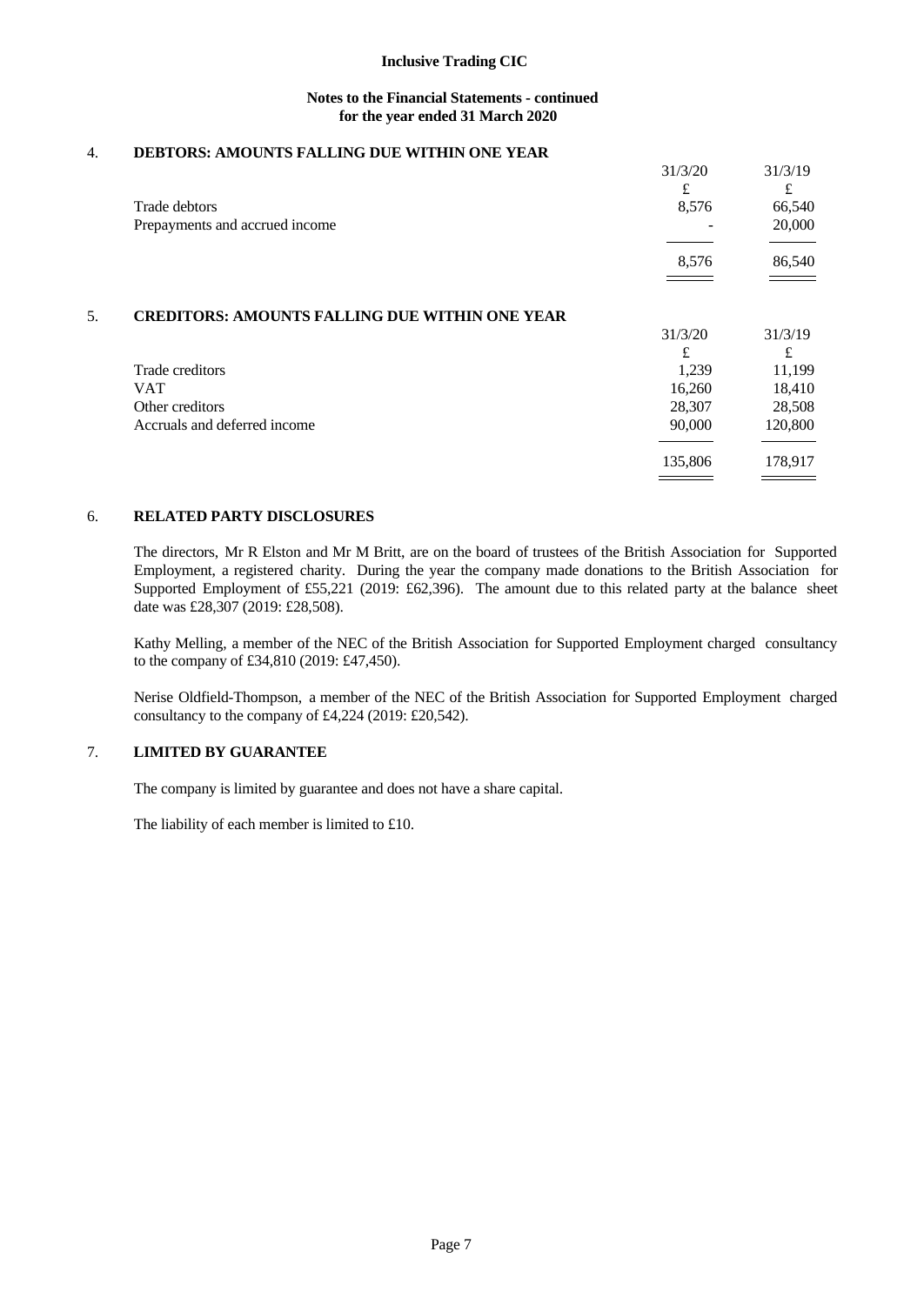**Inclusive Trading CIC**

**Notes to the Financial Statements - continued**
**for the year ended 31 March 2020**

## 4. DEBTORS: AMOUNTS FALLING DUE WITHIN ONE YEAR

| | 31/3/20 | 31/3/19 |
|---|---|---|
| | £ | £ |
| Trade debtors | 8,576 | 66,540 |
| Prepayments and accrued income | - | 20,000 |
| | 8,576 | 86,540 |

## 5. CREDITORS: AMOUNTS FALLING DUE WITHIN ONE YEAR

| | 31/3/20 | 31/3/19 |
|---|---|---|
| | £ | £ |
| Trade creditors | 1,239 | 11,199 |
| VAT | 16,260 | 18,410 |
| Other creditors | 28,307 | 28,508 |
| Accruals and deferred income | 90,000 | 120,800 |
| | 135,806 | 178,917 |

## 6. RELATED PARTY DISCLOSURES

The directors, Mr R Elston and Mr M Britt, are on the board of trustees of the British Association for Supported Employment, a registered charity. During the year the company made donations to the British Association for Supported Employment of £55,221 (2019: £62,396). The amount due to this related party at the balance sheet date was £28,307 (2019: £28,508).

Kathy Melling, a member of the NEC of the British Association for Supported Employment charged consultancy to the company of £34,810 (2019: £47,450).

Nerise Oldfield-Thompson, a member of the NEC of the British Association for Supported Employment charged consultancy to the company of £4,224 (2019: £20,542).

## 7. LIMITED BY GUARANTEE

The company is limited by guarantee and does not have a share capital.

The liability of each member is limited to £10.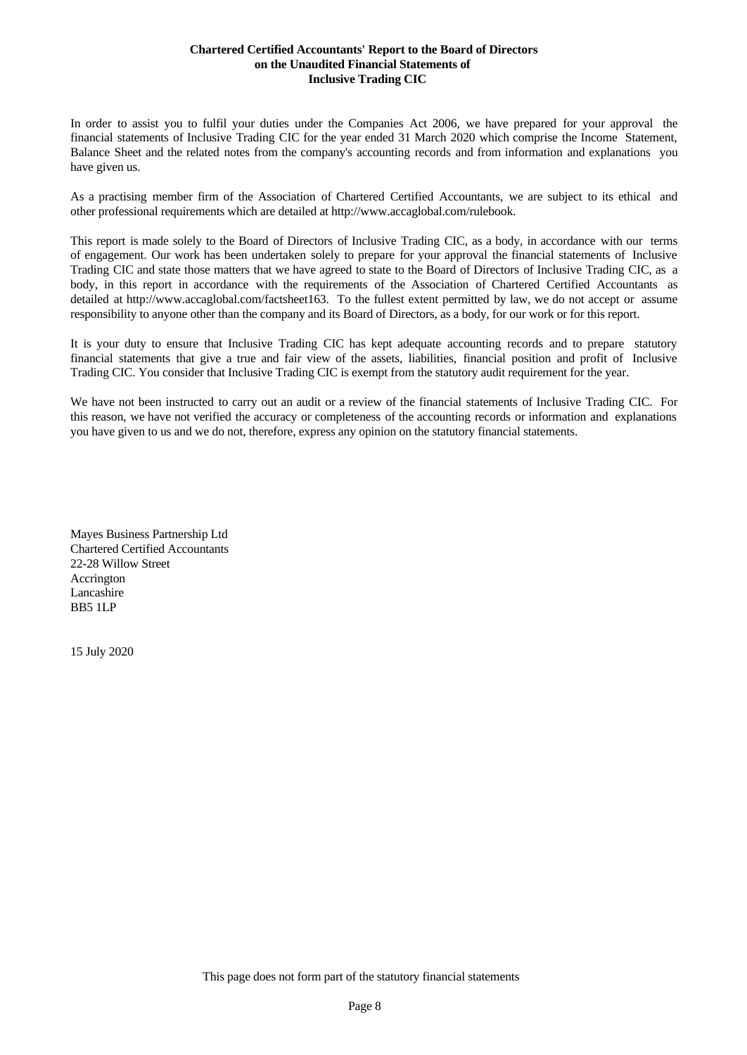**Chartered Certified Accountants' Report to the Board of Directors on the Unaudited Financial Statements of Inclusive Trading CIC**

In order to assist you to fulfil your duties under the Companies Act 2006, we have prepared for your approval the financial statements of Inclusive Trading CIC for the year ended 31 March 2020 which comprise the Income Statement, Balance Sheet and the related notes from the company's accounting records and from information and explanations you have given us.

As a practising member firm of the Association of Chartered Certified Accountants, we are subject to its ethical and other professional requirements which are detailed at http://www.accaglobal.com/rulebook.

This report is made solely to the Board of Directors of Inclusive Trading CIC, as a body, in accordance with our terms of engagement. Our work has been undertaken solely to prepare for your approval the financial statements of Inclusive Trading CIC and state those matters that we have agreed to state to the Board of Directors of Inclusive Trading CIC, as a body, in this report in accordance with the requirements of the Association of Chartered Certified Accountants as detailed at http://www.accaglobal.com/factsheet163. To the fullest extent permitted by law, we do not accept or assume responsibility to anyone other than the company and its Board of Directors, as a body, for our work or for this report.

It is your duty to ensure that Inclusive Trading CIC has kept adequate accounting records and to prepare statutory financial statements that give a true and fair view of the assets, liabilities, financial position and profit of Inclusive Trading CIC. You consider that Inclusive Trading CIC is exempt from the statutory audit requirement for the year.

We have not been instructed to carry out an audit or a review of the financial statements of Inclusive Trading CIC. For this reason, we have not verified the accuracy or completeness of the accounting records or information and explanations you have given to us and we do not, therefore, express any opinion on the statutory financial statements.

Mayes Business Partnership Ltd
Chartered Certified Accountants
22-28 Willow Street
Accrington
Lancashire
BB5 1LP

15 July 2020

This page does not form part of the statutory financial statements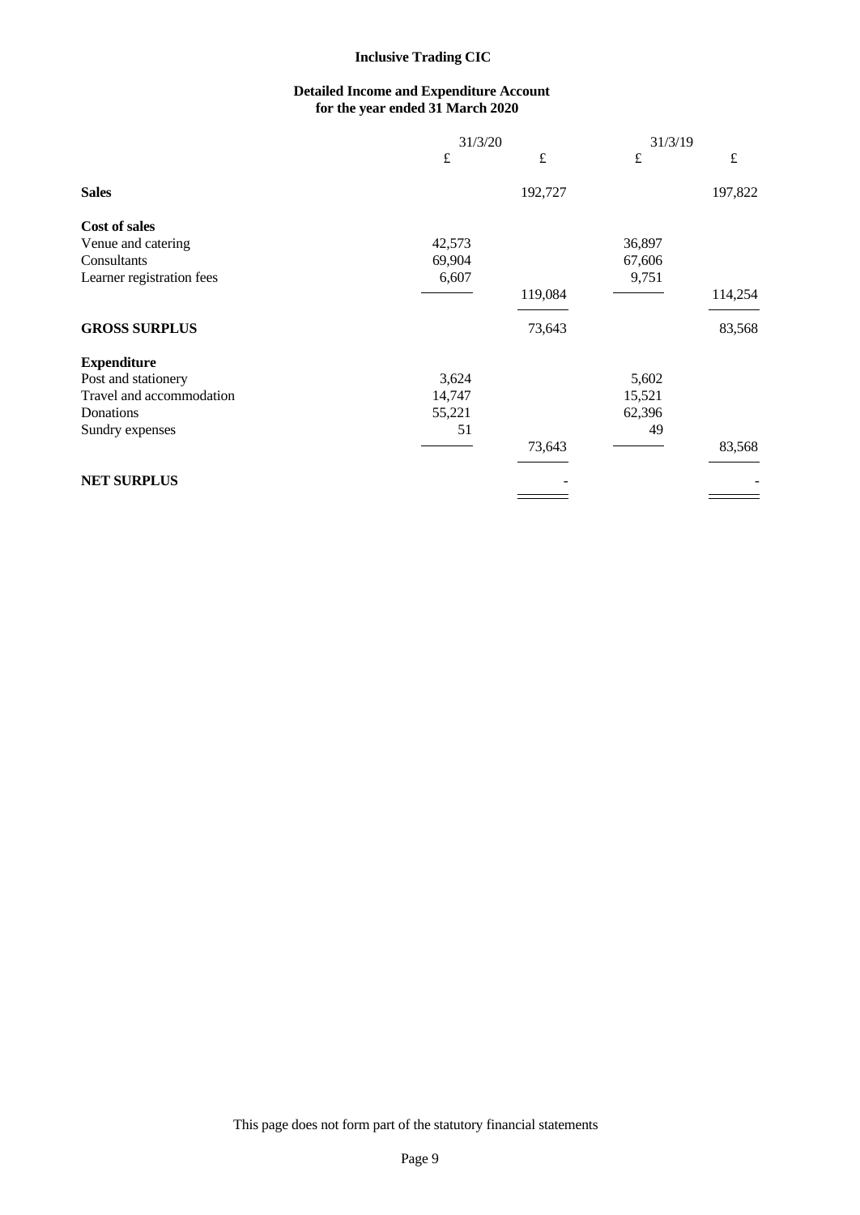# Inclusive Trading CIC

## Detailed Income and Expenditure Account
## for the year ended 31 March 2020

| | 31/3/20 | | 31/3/19 | |
|---|---|---|---|---|
| | £ | £ | £ | £ |
| **Sales** | | 192,727 | | 197,822 |
| **Cost of sales** | | | | |
| Venue and catering | 42,573 | | 36,897 | |
| Consultants | 69,904 | | 67,606 | |
| Learner registration fees | 6,607 | | 9,751 | |
| | | 119,084 | | 114,254 |
| **GROSS SURPLUS** | | 73,643 | | 83,568 |
| **Expenditure** | | | | |
| Post and stationery | 3,624 | | 5,602 | |
| Travel and accommodation | 14,747 | | 15,521 | |
| Donations | 55,221 | | 62,396 | |
| Sundry expenses | 51 | | 49 | |
| | | 73,643 | | 83,568 |
| **NET SURPLUS** | | - | | - |

This page does not form part of the statutory financial statements